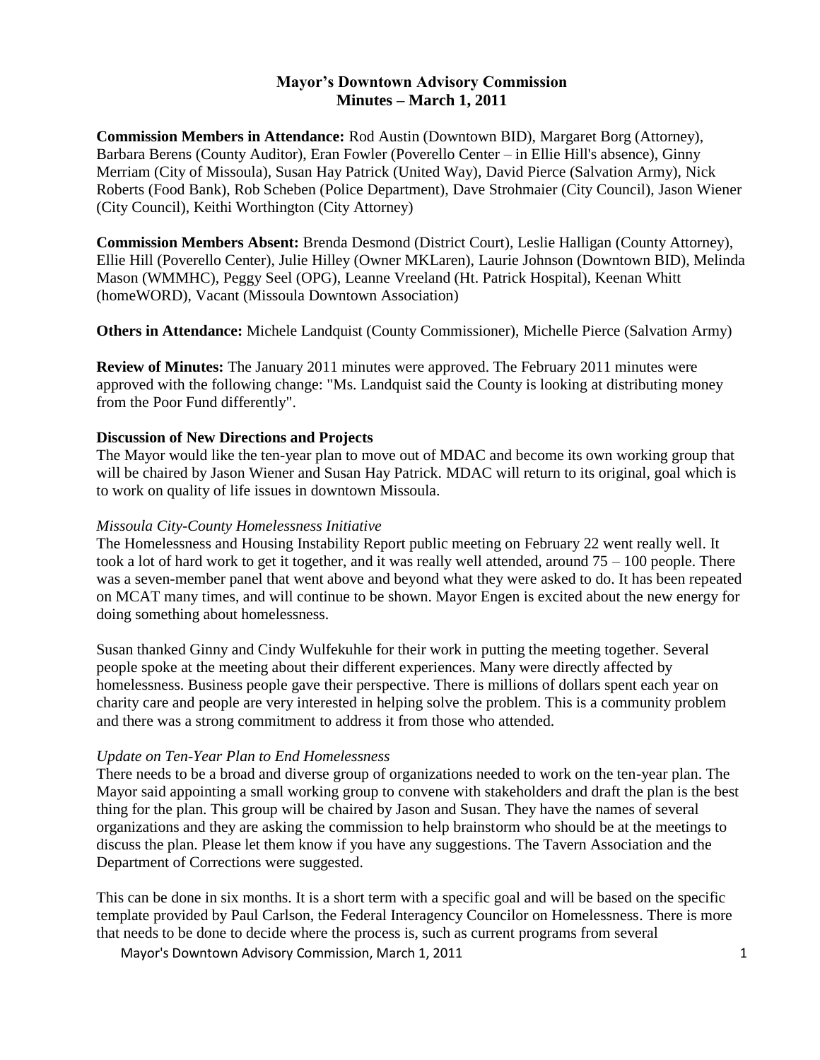**Mayor's Downtown Advisory Commission**
**Minutes – March 1, 2011**

**Commission Members in Attendance:** Rod Austin (Downtown BID), Margaret Borg (Attorney), Barbara Berens (County Auditor), Eran Fowler (Poverello Center – in Ellie Hill's absence), Ginny Merriam (City of Missoula), Susan Hay Patrick (United Way), David Pierce (Salvation Army), Nick Roberts (Food Bank), Rob Scheben (Police Department), Dave Strohmaier (City Council), Jason Wiener (City Council), Keithi Worthington (City Attorney)

**Commission Members Absent:** Brenda Desmond (District Court), Leslie Halligan (County Attorney), Ellie Hill (Poverello Center), Julie Hilley (Owner MKLaren), Laurie Johnson (Downtown BID), Melinda Mason (WMMHC), Peggy Seel (OPG), Leanne Vreeland (Ht. Patrick Hospital), Keenan Whitt (homeWORD), Vacant (Missoula Downtown Association)

**Others in Attendance:** Michele Landquist (County Commissioner), Michelle Pierce (Salvation Army)

**Review of Minutes:** The January 2011 minutes were approved. The February 2011 minutes were approved with the following change: "Ms. Landquist said the County is looking at distributing money from the Poor Fund differently".

**Discussion of New Directions and Projects**

The Mayor would like the ten-year plan to move out of MDAC and become its own working group that will be chaired by Jason Wiener and Susan Hay Patrick. MDAC will return to its original, goal which is to work on quality of life issues in downtown Missoula.

*Missoula City-County Homelessness Initiative*

The Homelessness and Housing Instability Report public meeting on February 22 went really well. It took a lot of hard work to get it together, and it was really well attended, around 75 – 100 people. There was a seven-member panel that went above and beyond what they were asked to do. It has been repeated on MCAT many times, and will continue to be shown. Mayor Engen is excited about the new energy for doing something about homelessness.

Susan thanked Ginny and Cindy Wulfekuhle for their work in putting the meeting together. Several people spoke at the meeting about their different experiences. Many were directly affected by homelessness. Business people gave their perspective. There is millions of dollars spent each year on charity care and people are very interested in helping solve the problem. This is a community problem and there was a strong commitment to address it from those who attended.

*Update on Ten-Year Plan to End Homelessness*

There needs to be a broad and diverse group of organizations needed to work on the ten-year plan. The Mayor said appointing a small working group to convene with stakeholders and draft the plan is the best thing for the plan. This group will be chaired by Jason and Susan. They have the names of several organizations and they are asking the commission to help brainstorm who should be at the meetings to discuss the plan. Please let them know if you have any suggestions. The Tavern Association and the Department of Corrections were suggested.

This can be done in six months. It is a short term with a specific goal and will be based on the specific template provided by Paul Carlson, the Federal Interagency Councilor on Homelessness. There is more that needs to be done to decide where the process is, such as current programs from several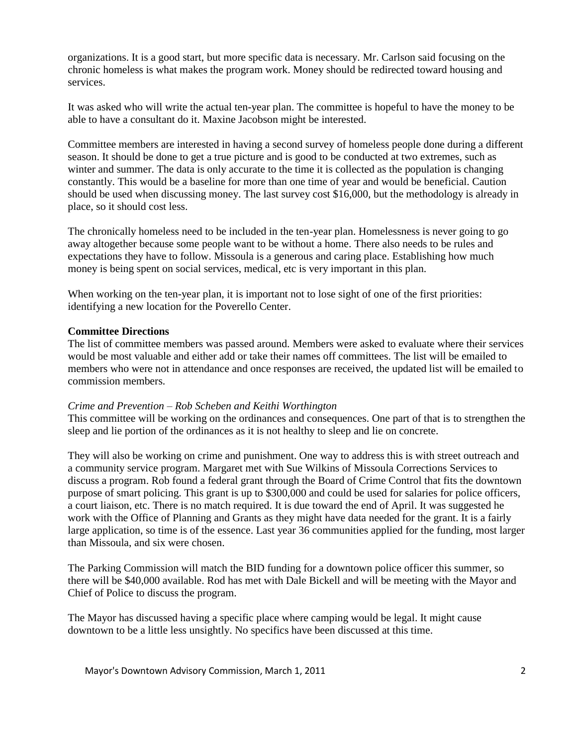organizations. It is a good start, but more specific data is necessary. Mr. Carlson said focusing on the chronic homeless is what makes the program work. Money should be redirected toward housing and services.

It was asked who will write the actual ten-year plan. The committee is hopeful to have the money to be able to have a consultant do it. Maxine Jacobson might be interested.

Committee members are interested in having a second survey of homeless people done during a different season. It should be done to get a true picture and is good to be conducted at two extremes, such as winter and summer. The data is only accurate to the time it is collected as the population is changing constantly. This would be a baseline for more than one time of year and would be beneficial. Caution should be used when discussing money. The last survey cost $16,000, but the methodology is already in place, so it should cost less.

The chronically homeless need to be included in the ten-year plan. Homelessness is never going to go away altogether because some people want to be without a home. There also needs to be rules and expectations they have to follow. Missoula is a generous and caring place. Establishing how much money is being spent on social services, medical, etc is very important in this plan.

When working on the ten-year plan, it is important not to lose sight of one of the first priorities: identifying a new location for the Poverello Center.

**Committee Directions**

The list of committee members was passed around. Members were asked to evaluate where their services would be most valuable and either add or take their names off committees. The list will be emailed to members who were not in attendance and once responses are received, the updated list will be emailed to commission members.

*Crime and Prevention – Rob Scheben and Keithi Worthington*

This committee will be working on the ordinances and consequences. One part of that is to strengthen the sleep and lie portion of the ordinances as it is not healthy to sleep and lie on concrete.

They will also be working on crime and punishment. One way to address this is with street outreach and a community service program. Margaret met with Sue Wilkins of Missoula Corrections Services to discuss a program. Rob found a federal grant through the Board of Crime Control that fits the downtown purpose of smart policing. This grant is up to $300,000 and could be used for salaries for police officers, a court liaison, etc. There is no match required. It is due toward the end of April. It was suggested he work with the Office of Planning and Grants as they might have data needed for the grant. It is a fairly large application, so time is of the essence. Last year 36 communities applied for the funding, most larger than Missoula, and six were chosen.

The Parking Commission will match the BID funding for a downtown police officer this summer, so there will be $40,000 available. Rod has met with Dale Bickell and will be meeting with the Mayor and Chief of Police to discuss the program.

The Mayor has discussed having a specific place where camping would be legal. It might cause downtown to be a little less unsightly. No specifics have been discussed at this time.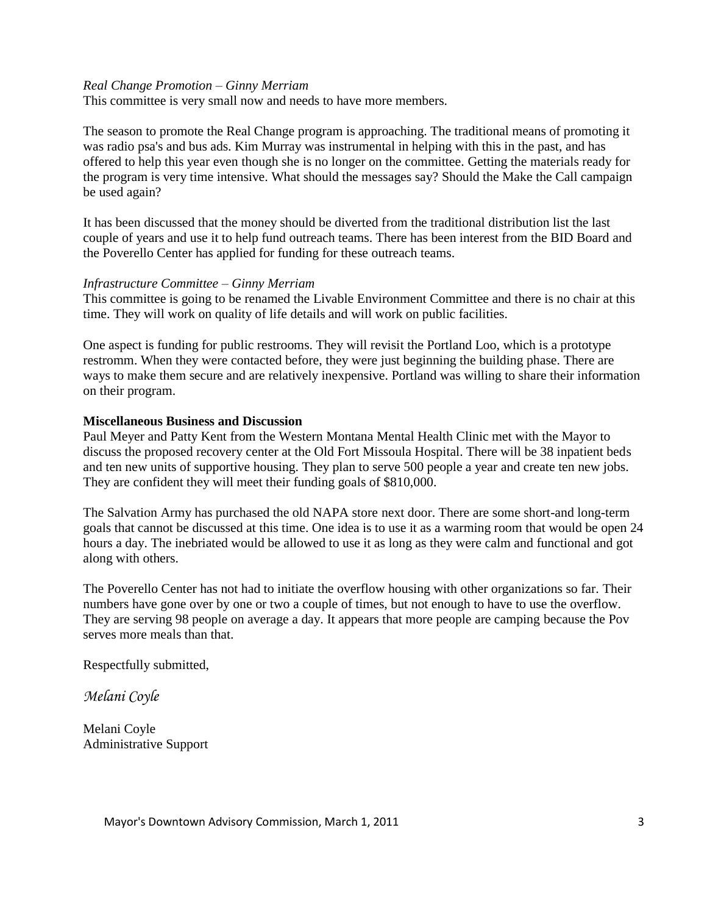*Real Change Promotion – Ginny Merriam*
This committee is very small now and needs to have more members.

The season to promote the Real Change program is approaching. The traditional means of promoting it was radio psa's and bus ads. Kim Murray was instrumental in helping with this in the past, and has offered to help this year even though she is no longer on the committee. Getting the materials ready for the program is very time intensive. What should the messages say? Should the Make the Call campaign be used again?

It has been discussed that the money should be diverted from the traditional distribution list the last couple of years and use it to help fund outreach teams. There has been interest from the BID Board and the Poverello Center has applied for funding for these outreach teams.

*Infrastructure Committee – Ginny Merriam*
This committee is going to be renamed the Livable Environment Committee and there is no chair at this time. They will work on quality of life details and will work on public facilities.

One aspect is funding for public restrooms. They will revisit the Portland Loo, which is a prototype restromm. When they were contacted before, they were just beginning the building phase. There are ways to make them secure and are relatively inexpensive. Portland was willing to share their information on their program.

**Miscellaneous Business and Discussion**
Paul Meyer and Patty Kent from the Western Montana Mental Health Clinic met with the Mayor to discuss the proposed recovery center at the Old Fort Missoula Hospital. There will be 38 inpatient beds and ten new units of supportive housing. They plan to serve 500 people a year and create ten new jobs. They are confident they will meet their funding goals of $810,000.

The Salvation Army has purchased the old NAPA store next door. There are some short-and long-term goals that cannot be discussed at this time. One idea is to use it as a warming room that would be open 24 hours a day. The inebriated would be allowed to use it as long as they were calm and functional and got along with others.

The Poverello Center has not had to initiate the overflow housing with other organizations so far. Their numbers have gone over by one or two a couple of times, but not enough to have to use the overflow. They are serving 98 people on average a day. It appears that more people are camping because the Pov serves more meals than that.

Respectfully submitted,

*Melani Coyle*

Melani Coyle
Administrative Support